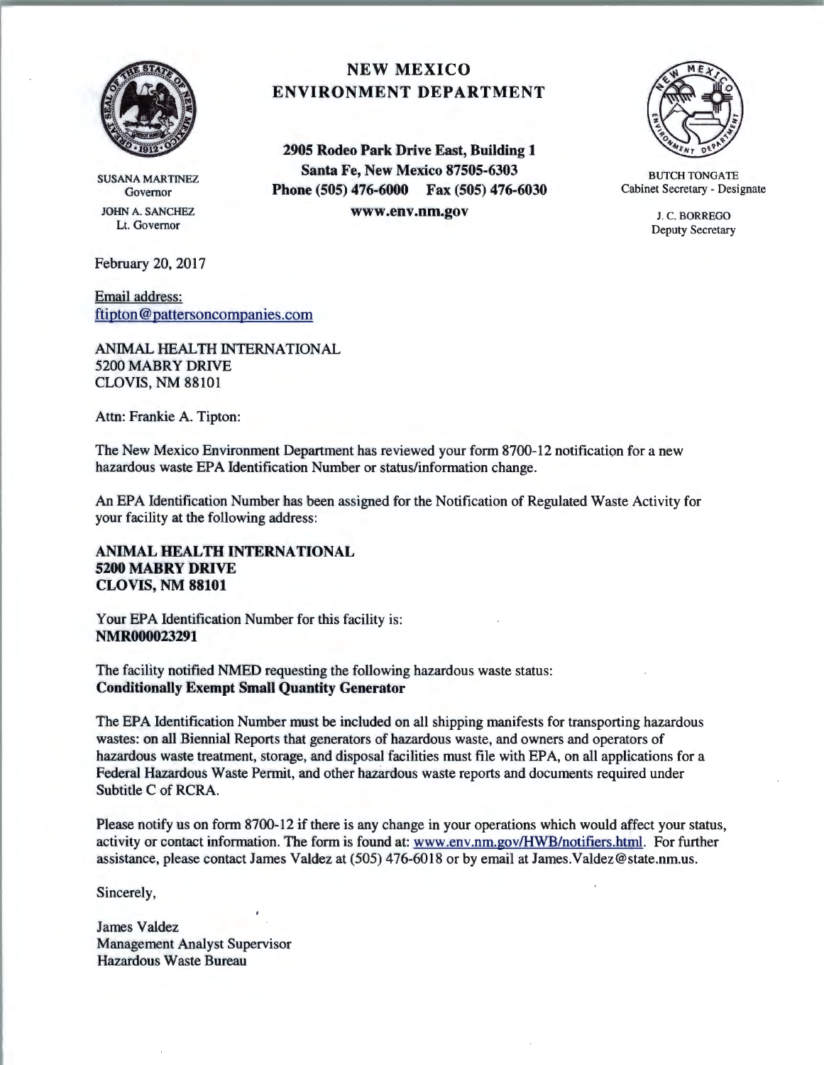# NEW MEXICO ENVIRONMENT DEPARTMENT

**2905 Rodeo Park Drive East, Building 1**
**Santa Fe, New Mexico 87505-6303**
**Phone (505) 476-6000 Fax (505) 476-6030**
**www.env.nm.gov**

SUSANA MARTINEZ
Governor

JOHN A. SANCHEZ
Lt. Governor

BUTCH TONGATE
Cabinet Secretary - Designate

J. C. BORREGO
Deputy Secretary

February 20, 2017

Email address:
ftipton@pattersoncompanies.com

ANIMAL HEALTH INTERNATIONAL
5200 MABRY DRIVE
CLOVIS, NM 88101

Attn: Frankie A. Tipton:

The New Mexico Environment Department has reviewed your form 8700-12 notification for a new hazardous waste EPA Identification Number or status/information change.

An EPA Identification Number has been assigned for the Notification of Regulated Waste Activity for your facility at the following address:

**ANIMAL HEALTH INTERNATIONAL**
**5200 MABRY DRIVE**
**CLOVIS, NM 88101**

Your EPA Identification Number for this facility is:
**NMR000023291**

The facility notified NMED requesting the following hazardous waste status:
**Conditionally Exempt Small Quantity Generator**

The EPA Identification Number must be included on all shipping manifests for transporting hazardous wastes: on all Biennial Reports that generators of hazardous waste, and owners and operators of hazardous waste treatment, storage, and disposal facilities must file with EPA, on all applications for a Federal Hazardous Waste Permit, and other hazardous waste reports and documents required under Subtitle C of RCRA.

Please notify us on form 8700-12 if there is any change in your operations which would affect your status, activity or contact information. The form is found at: www.env.nm.gov/HWB/notifiers.html. For further assistance, please contact James Valdez at (505) 476-6018 or by email at James.Valdez@state.nm.us.

Sincerely,

James Valdez
Management Analyst Supervisor
Hazardous Waste Bureau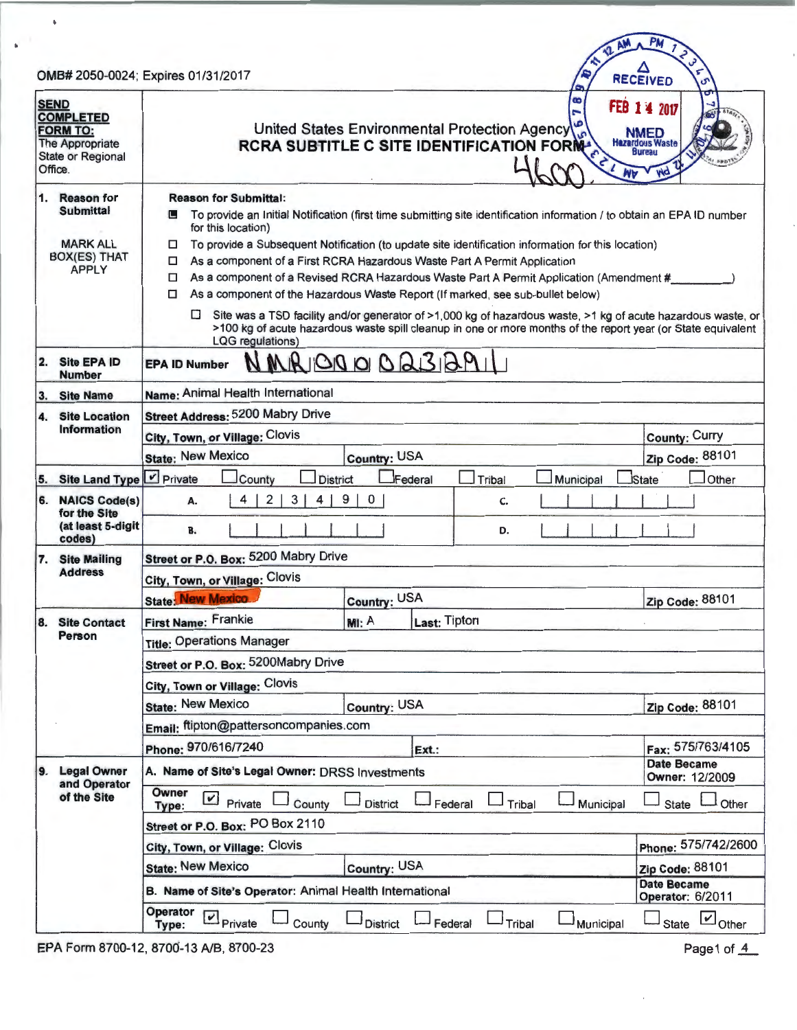OMB# 2050-0024; Expires 01/31/2017

RECEIVED FEB 14 2017 NMED Hazardous Waste Bureau

4600

| SEND COMPLETED FORM TO: The Appropriate State or Regional Office. | United States Environmental Protection Agency **RCRA SUBTITLE C SITE IDENTIFICATION FORM** |
|---|---|

| | |
|---|---|
| **1. Reason for Submittal** MARK ALL BOX(ES) THAT APPLY | **Reason for Submittal:** ■ To provide an Initial Notification (first time submitting site identification information / to obtain an EPA ID number for this location) ☐ To provide a Subsequent Notification (to update site identification information for this location) ☐ As a component of a First RCRA Hazardous Waste Part A Permit Application ☐ As a component of a Revised RCRA Hazardous Waste Part A Permit Application (Amendment #\_\_\_\_\_\_\_) ☐ As a component of the Hazardous Waste Report (If marked, see sub-bullet below) ☐ Site was a TSD facility and/or generator of >1,000 kg of hazardous waste, >1 kg of acute hazardous waste, or >100 kg of acute hazardous waste spill cleanup in one or more months of the report year (or State equivalent LQG regulations) |
| **2. Site EPA ID Number** | **EPA ID Number** NMR000023291 |
| **3. Site Name** | **Name:** Animal Health International |
| **4. Site Location Information** | **Street Address:** 5200 Mabry Drive |
| | **City, Town, or Village:** Clovis — **County:** Curry |
| | **State:** New Mexico — **Country:** USA — **Zip Code:** 88101 |
| **5. Site Land Type** | ☑ Private ☐ County ☐ District ☐ Federal ☐ Tribal ☐ Municipal ☐ State ☐ Other |
| **6. NAICS Code(s) for the Site (at least 5-digit codes)** | A. 423490 — C. |
| | B. — D. |
| **7. Site Mailing Address** | **Street or P.O. Box:** 5200 Mabry Drive |
| | **City, Town, or Village:** Clovis |
| | **State:** New Mexico — **Country:** USA — **Zip Code:** 88101 |
| **8. Site Contact Person** | **First Name:** Frankie — **MI:** A — **Last:** Tipton |
| | **Title:** Operations Manager |
| | **Street or P.O. Box:** 5200Mabry Drive |
| | **City, Town or Village:** Clovis |
| | **State:** New Mexico — **Country:** USA — **Zip Code:** 88101 |
| | **Email:** ftipton@pattersoncompanies.com |
| | **Phone:** 970/616/7240 — **Ext.:** — **Fax:** 575/763/4105 |
| **9. Legal Owner and Operator of the Site** | **A. Name of Site's Legal Owner:** DRSS Investments — **Date Became Owner:** 12/2009 |
| | **Owner Type:** ☑ Private ☐ County ☐ District ☐ Federal ☐ Tribal ☐ Municipal ☐ State ☐ Other |
| | **Street or P.O. Box:** PO Box 2110 |
| | **City, Town, or Village:** Clovis — **Phone:** 575/742/2600 |
| | **State:** New Mexico — **Country:** USA — **Zip Code:** 88101 |
| | **B. Name of Site's Operator:** Animal Health International — **Date Became Operator:** 6/2011 |
| | **Operator Type:** ☑ Private ☐ County ☐ District ☐ Federal ☐ Tribal ☐ Municipal ☐ State ☑ Other |

EPA Form 8700-12, 8700-13 A/B, 8700-23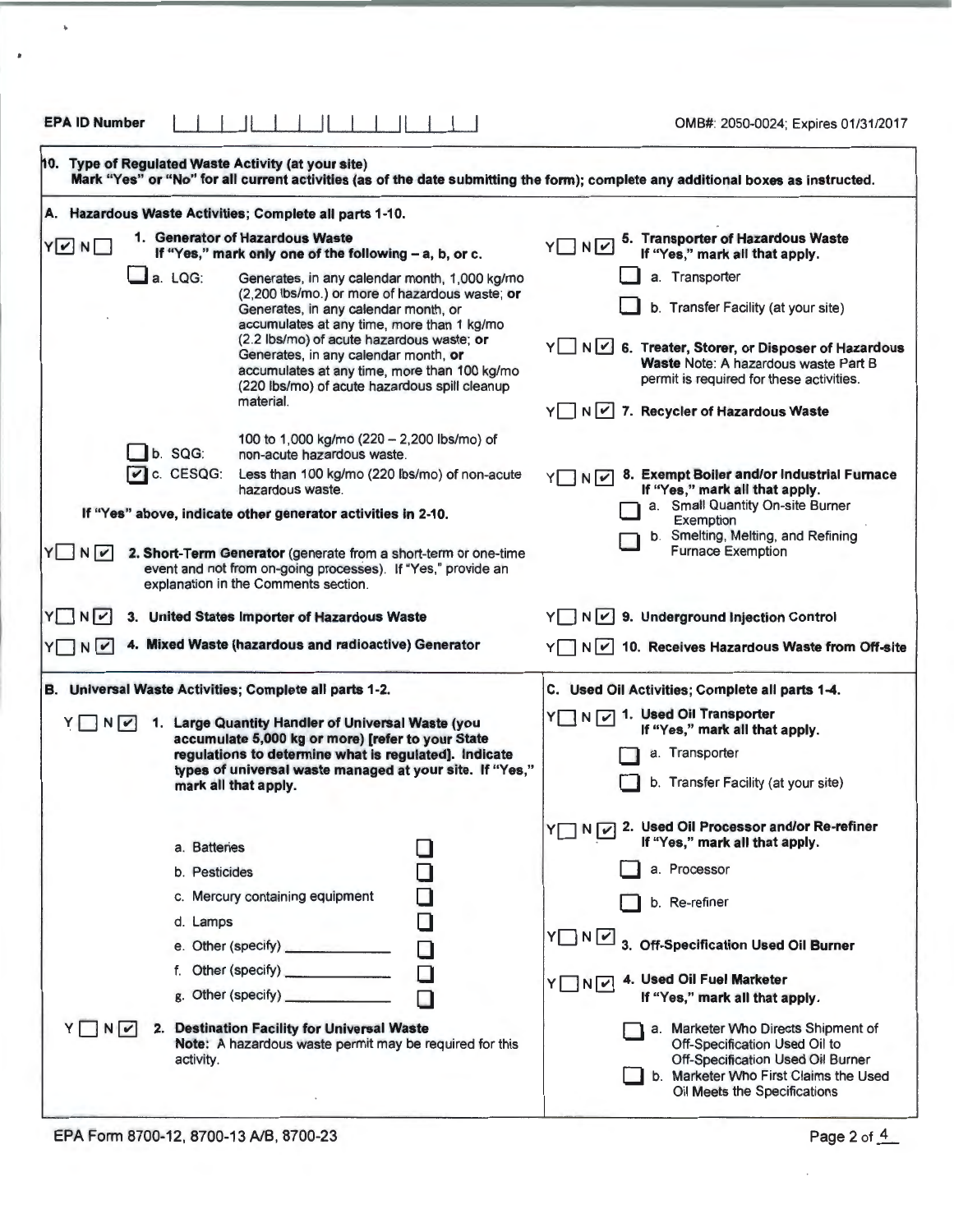**EPA ID Number** | | | | | | | | | | | | |

OMB#: 2050-0024; Expires 01/31/2017

**10. Type of Regulated Waste Activity (at your site)**
**Mark "Yes" or "No" for all current activities (as of the date submitting the form); complete any additional boxes as instructed.**

**A. Hazardous Waste Activities; Complete all parts 1-10.**

Y [✔] N [ ] **1. Generator of Hazardous Waste**
**If "Yes," mark only one of the following – a, b, or c.**

[ ] a. LQG: Generates, in any calendar month, 1,000 kg/mo (2,200 lbs/mo.) or more of hazardous waste; **or** Generates, in any calendar month, or accumulates at any time, more than 1 kg/mo (2.2 lbs/mo) of acute hazardous waste; **or** Generates, in any calendar month, **or** accumulates at any time, more than 100 kg/mo (220 lbs/mo) of acute hazardous spill cleanup material.

[ ] b. SQG: 100 to 1,000 kg/mo (220 – 2,200 lbs/mo) of non-acute hazardous waste.

[✔] c. CESQG: Less than 100 kg/mo (220 lbs/mo) of non-acute hazardous waste.

**If "Yes" above, indicate other generator activities in 2-10.**

Y [ ] N [✔] **2. Short-Term Generator** (generate from a short-term or one-time event and not from on-going processes). If "Yes," provide an explanation in the Comments section.

Y [ ] N [✔] **3. United States Importer of Hazardous Waste**

Y [ ] N [✔] **4. Mixed Waste (hazardous and radioactive) Generator**

Y [ ] N [✔] **5. Transporter of Hazardous Waste**
**If "Yes," mark all that apply.**

[ ] a. Transporter

[ ] b. Transfer Facility (at your site)

Y [ ] N [✔] **6. Treater, Storer, or Disposer of Hazardous Waste** Note: A hazardous waste Part B permit is required for these activities.

Y [ ] N [✔] **7. Recycler of Hazardous Waste**

Y [ ] N [✔] **8. Exempt Boiler and/or Industrial Furnace**
**If "Yes," mark all that apply.**

[ ] a. Small Quantity On-site Burner Exemption

[ ] b. Smelting, Melting, and Refining Furnace Exemption

Y [ ] N [✔] **9. Underground Injection Control**

Y [ ] N [✔] **10. Receives Hazardous Waste from Off-site**

**B. Universal Waste Activities; Complete all parts 1-2.**

Y [ ] N [✔] **1. Large Quantity Handler of Universal Waste (you accumulate 5,000 kg or more) [refer to your State regulations to determine what is regulated]. Indicate types of universal waste managed at your site. If "Yes," mark all that apply.**

a. Batteries [ ]
b. Pesticides [ ]
c. Mercury containing equipment [ ]
d. Lamps [ ]
e. Other (specify) ______________ [ ]
f. Other (specify) ______________ [ ]
g. Other (specify) ______________ [ ]

Y [ ] N [✔] **2. Destination Facility for Universal Waste**
**Note:** A hazardous waste permit may be required for this activity.

**C. Used Oil Activities; Complete all parts 1-4.**

Y [ ] N [✔] **1. Used Oil Transporter**
**If "Yes," mark all that apply.**

[ ] a. Transporter

[ ] b. Transfer Facility (at your site)

Y [ ] N [✔] **2. Used Oil Processor and/or Re-refiner**
**If "Yes," mark all that apply.**

[ ] a. Processor

[ ] b. Re-refiner

Y [ ] N [✔] **3. Off-Specification Used Oil Burner**

Y [ ] N [✔] **4. Used Oil Fuel Marketer**
**If "Yes," mark all that apply.**

[ ] a. Marketer Who Directs Shipment of Off-Specification Used Oil to Off-Specification Used Oil Burner

[ ] b. Marketer Who First Claims the Used Oil Meets the Specifications

EPA Form 8700-12, 8700-13 A/B, 8700-23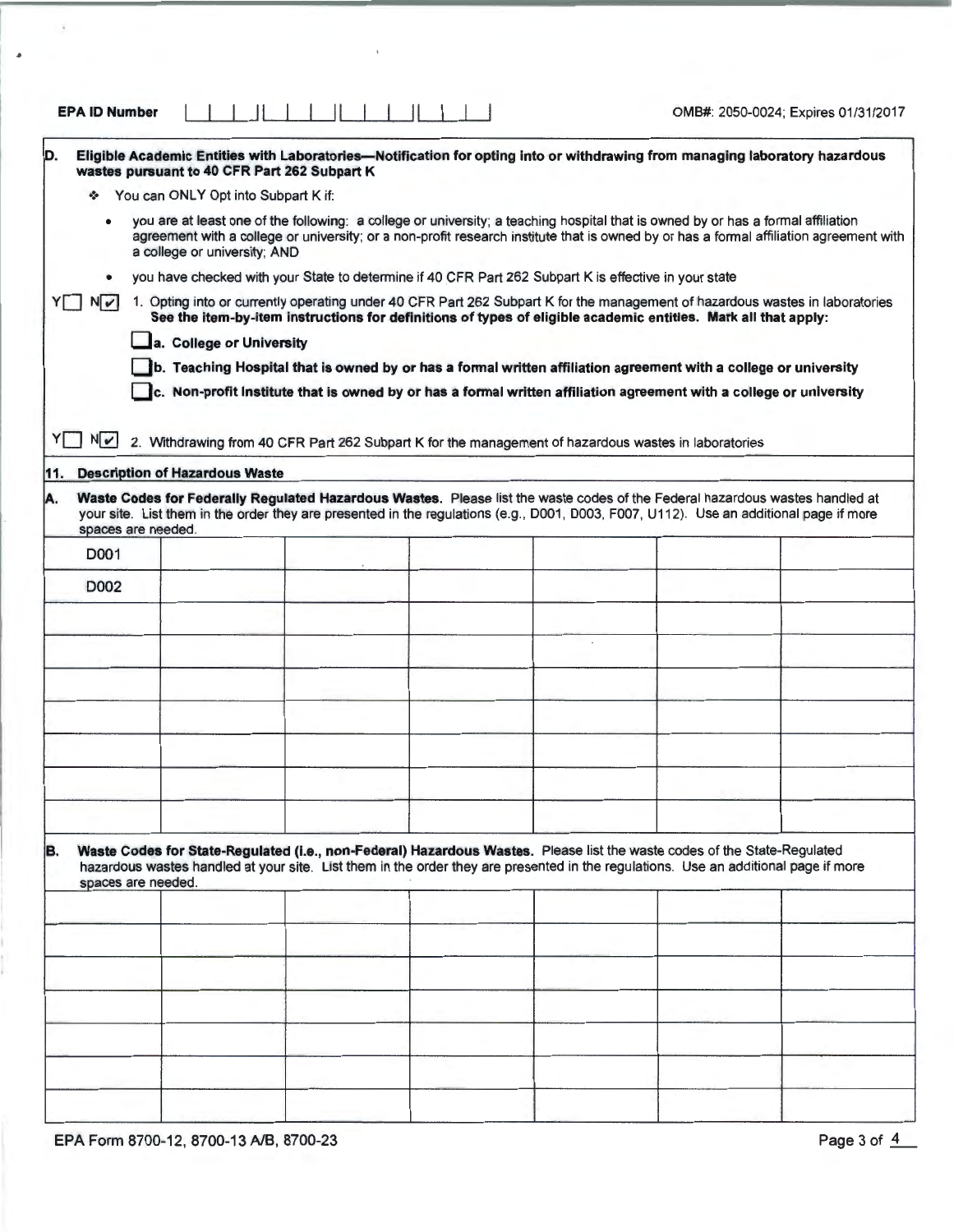**EPA ID Number** | | | | | | | | | | | | | |

OMB#: 2050-0024; Expires 01/31/2017

**D. Eligible Academic Entities with Laboratories—Notification for opting into or withdrawing from managing laboratory hazardous wastes pursuant to 40 CFR Part 262 Subpart K**

- You can ONLY Opt into Subpart K if:
  - you are at least one of the following: a college or university; a teaching hospital that is owned by or has a formal affiliation agreement with a college or university; or a non-profit research institute that is owned by or has a formal affiliation agreement with a college or university; AND
  - you have checked with your State to determine if 40 CFR Part 262 Subpart K is effective in your state

Y[ ] N[✓] 1. Opting into or currently operating under 40 CFR Part 262 Subpart K for the management of hazardous wastes in laboratories **See the item-by-item instructions for definitions of types of eligible academic entities. Mark all that apply:**

[ ] **a. College or University**

[ ] **b. Teaching Hospital that is owned by or has a formal written affiliation agreement with a college or university**

[ ] **c. Non-profit Institute that is owned by or has a formal written affiliation agreement with a college or university**

Y[ ] N[✓] 2. Withdrawing from 40 CFR Part 262 Subpart K for the management of hazardous wastes in laboratories

## 11. Description of Hazardous Waste

**A. Waste Codes for Federally Regulated Hazardous Wastes.** Please list the waste codes of the Federal hazardous wastes handled at your site. List them in the order they are presented in the regulations (e.g., D001, D003, F007, U112). Use an additional page if more spaces are needed.

| | | | | | | |
|---|---|---|---|---|---|---|
| D001 | | | | | | |
| D002 | | | | | | |
| | | | | | | |
| | | | | | | |
| | | | | | | |
| | | | | | | |
| | | | | | | |
| | | | | | | |
| | | | | | | |

**B. Waste Codes for State-Regulated (i.e., non-Federal) Hazardous Wastes.** Please list the waste codes of the State-Regulated hazardous wastes handled at your site. List them in the order they are presented in the regulations. Use an additional page if more spaces are needed.

| | | | | | | |
|---|---|---|---|---|---|---|
| | | | | | | |
| | | | | | | |
| | | | | | | |
| | | | | | | |
| | | | | | | |
| | | | | | | |
| | | | | | | |

EPA Form 8700-12, 8700-13 A/B, 8700-23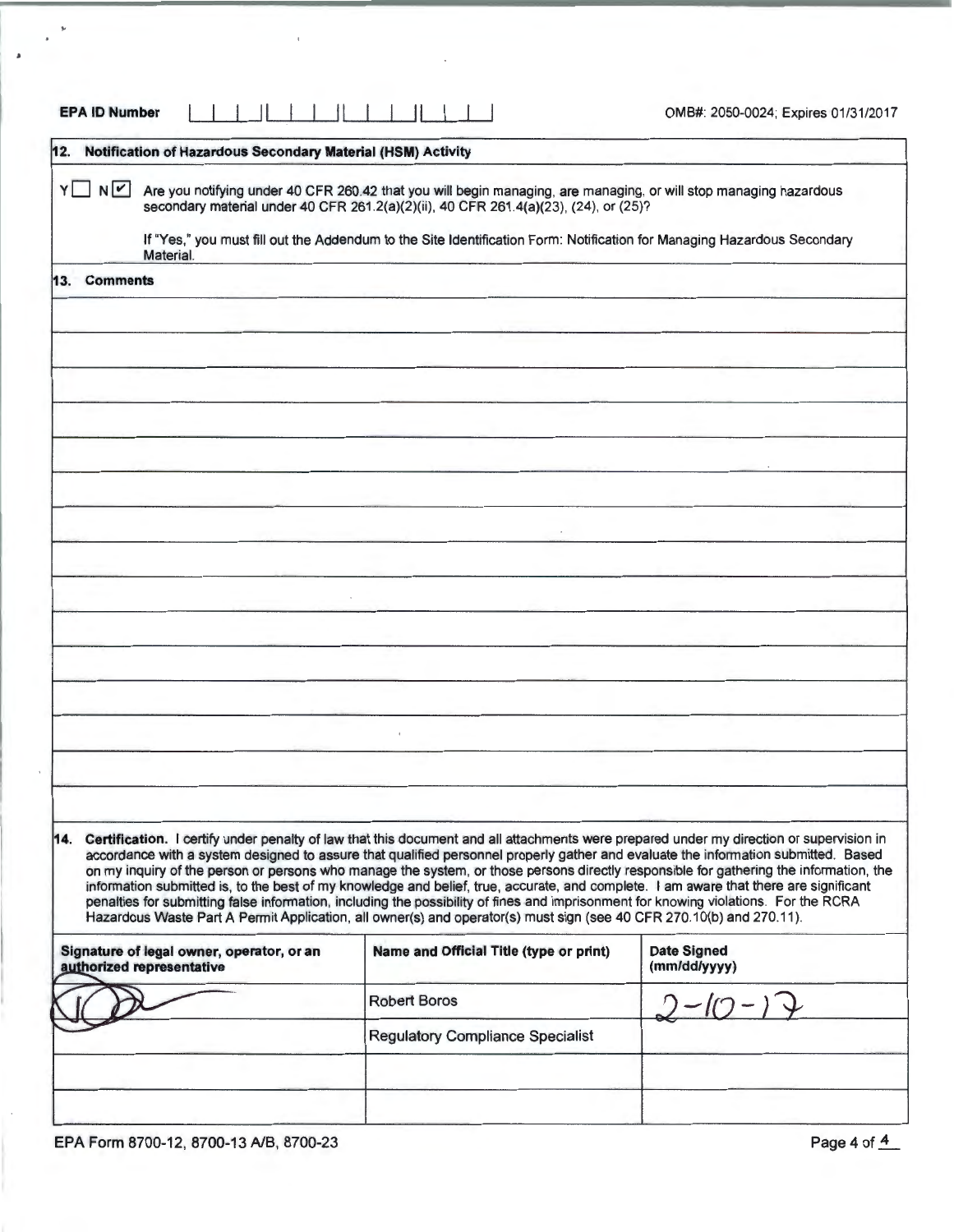EPA ID Number | | | | | | | | | | | | |

OMB#: 2050-0024; Expires 01/31/2017

## 12. Notification of Hazardous Secondary Material (HSM) Activity

Y ☐ N ☑ Are you notifying under 40 CFR 260.42 that you will begin managing, are managing, or will stop managing hazardous secondary material under 40 CFR 261.2(a)(2)(ii), 40 CFR 261.4(a)(23), (24), or (25)?

If "Yes," you must fill out the Addendum to the Site Identification Form: Notification for Managing Hazardous Secondary Material.

## 13. Comments

## 14. Certification.

I certify under penalty of law that this document and all attachments were prepared under my direction or supervision in accordance with a system designed to assure that qualified personnel properly gather and evaluate the information submitted. Based on my inquiry of the person or persons who manage the system, or those persons directly responsible for gathering the information, the information submitted is, to the best of my knowledge and belief, true, accurate, and complete. I am aware that there are significant penalties for submitting false information, including the possibility of fines and imprisonment for knowing violations. For the RCRA Hazardous Waste Part A Permit Application, all owner(s) and operator(s) must sign (see 40 CFR 270.10(b) and 270.11).

| Signature of legal owner, operator, or an authorized representative | Name and Official Title (type or print) | Date Signed (mm/dd/yyyy) |
| --- | --- | --- |
| [signature] | Robert Boros | 2-10-17 |
| | Regulatory Compliance Specialist | |
| | | |
| | | |

EPA Form 8700-12, 8700-13 A/B, 8700-23